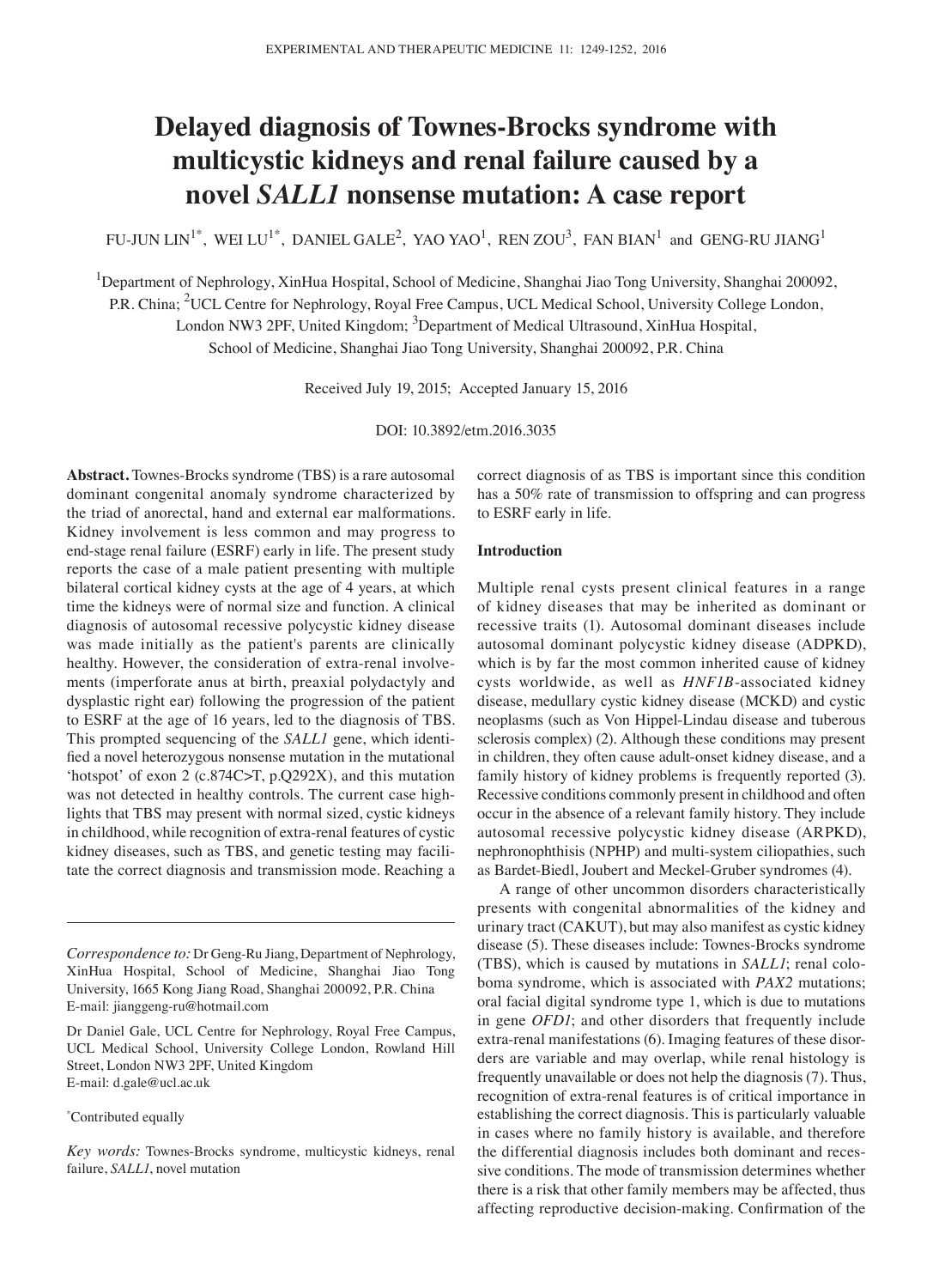# Delayed diagnosis of Townes-Brocks syndrome with multicystic kidneys and renal failure caused by a novel *SALL1* nonsense mutation: A case report

FU-JUN LIN[1*], WEI LU[1*], DANIEL GALE[2], YAO YAO[1], REN ZOU[3], FAN BIAN[1] and GENG-RU JIANG[1]

[1]Department of Nephrology, XinHua Hospital, School of Medicine, Shanghai Jiao Tong University, Shanghai 200092, P.R. China; [2]UCL Centre for Nephrology, Royal Free Campus, UCL Medical School, University College London, London NW3 2PF, United Kingdom; [3]Department of Medical Ultrasound, XinHua Hospital, School of Medicine, Shanghai Jiao Tong University, Shanghai 200092, P.R. China

Received July 19, 2015; Accepted January 15, 2016

DOI: 10.3892/etm.2016.3035

**Abstract.** Townes-Brocks syndrome (TBS) is a rare autosomal dominant congenital anomaly syndrome characterized by the triad of anorectal, hand and external ear malformations. Kidney involvement is less common and may progress to end-stage renal failure (ESRF) early in life. The present study reports the case of a male patient presenting with multiple bilateral cortical kidney cysts at the age of 4 years, at which time the kidneys were of normal size and function. A clinical diagnosis of autosomal recessive polycystic kidney disease was made initially as the patient's parents are clinically healthy. However, the consideration of extra-renal involvements (imperforate anus at birth, preaxial polydactyly and dysplastic right ear) following the progression of the patient to ESRF at the age of 16 years, led to the diagnosis of TBS. This prompted sequencing of the *SALL1* gene, which identified a novel heterozygous nonsense mutation in the mutational 'hotspot' of exon 2 (c.874C>T, p.Q292X), and this mutation was not detected in healthy controls. The current case highlights that TBS may present with normal sized, cystic kidneys in childhood, while recognition of extra-renal features of cystic kidney diseases, such as TBS, and genetic testing may facilitate the correct diagnosis and transmission mode. Reaching a correct diagnosis of as TBS is important since this condition has a 50% rate of transmission to offspring and can progress to ESRF early in life.

*Correspondence to:* Dr Geng-Ru Jiang, Department of Nephrology, XinHua Hospital, School of Medicine, Shanghai Jiao Tong University, 1665 Kong Jiang Road, Shanghai 200092, P.R. China
E-mail: jianggeng-ru@hotmail.com

Dr Daniel Gale, UCL Centre for Nephrology, Royal Free Campus, UCL Medical School, University College London, Rowland Hill Street, London NW3 2PF, United Kingdom
E-mail: d.gale@ucl.ac.uk

*Contributed equally

*Key words:* Townes-Brocks syndrome, multicystic kidneys, renal failure, *SALL1*, novel mutation

## Introduction

Multiple renal cysts present clinical features in a range of kidney diseases that may be inherited as dominant or recessive traits (1). Autosomal dominant diseases include autosomal dominant polycystic kidney disease (ADPKD), which is by far the most common inherited cause of kidney cysts worldwide, as well as *HNF1B*-associated kidney disease, medullary cystic kidney disease (MCKD) and cystic neoplasms (such as Von Hippel-Lindau disease and tuberous sclerosis complex) (2). Although these conditions may present in children, they often cause adult-onset kidney disease, and a family history of kidney problems is frequently reported (3). Recessive conditions commonly present in childhood and often occur in the absence of a relevant family history. They include autosomal recessive polycystic kidney disease (ARPKD), nephronophthisis (NPHP) and multi-system ciliopathies, such as Bardet-Biedl, Joubert and Meckel-Gruber syndromes (4).

A range of other uncommon disorders characteristically presents with congenital abnormalities of the kidney and urinary tract (CAKUT), but may also manifest as cystic kidney disease (5). These diseases include: Townes-Brocks syndrome (TBS), which is caused by mutations in *SALL1*; renal coloboma syndrome, which is associated with *PAX2* mutations; oral facial digital syndrome type 1, which is due to mutations in gene *OFD1*; and other disorders that frequently include extra-renal manifestations (6). Imaging features of these disorders are variable and may overlap, while renal histology is frequently unavailable or does not help the diagnosis (7). Thus, recognition of extra-renal features is of critical importance in establishing the correct diagnosis. This is particularly valuable in cases where no family history is available, and therefore the differential diagnosis includes both dominant and recessive conditions. The mode of transmission determines whether there is a risk that other family members may be affected, thus affecting reproductive decision-making. Confirmation of the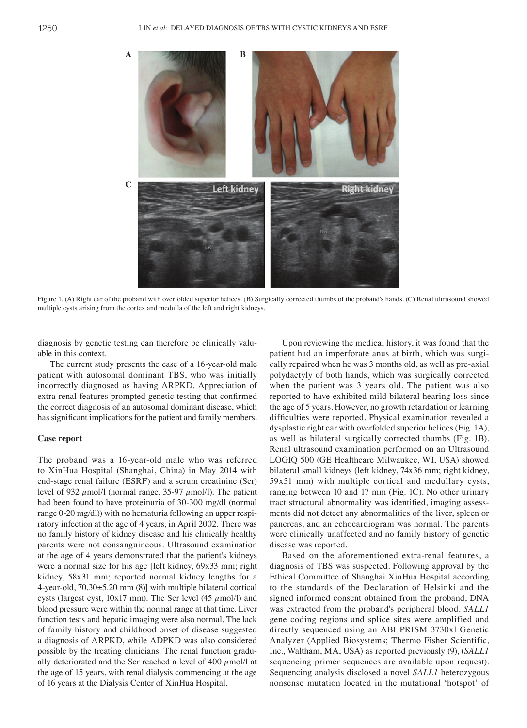Figure 1. (A) Right ear of the proband with overfolded superior helices. (B) Surgically corrected thumbs of the proband's hands. (C) Renal ultrasound showed multiple cysts arising from the cortex and medulla of the left and right kidneys.

diagnosis by genetic testing can therefore be clinically valuable in this context.

The current study presents the case of a 16-year-old male patient with autosomal dominant TBS, who was initially incorrectly diagnosed as having ARPKD. Appreciation of extra-renal features prompted genetic testing that confirmed the correct diagnosis of an autosomal dominant disease, which has significant implications for the patient and family members.

## Case report

The proband was a 16-year-old male who was referred to XinHua Hospital (Shanghai, China) in May 2014 with end-stage renal failure (ESRF) and a serum creatinine (Scr) level of 932 $\mu$mol/l (normal range, 35-97 $\mu$mol/l). The patient had been found to have proteinuria of 30-300 mg/dl (normal range 0-20 mg/dl)) with no hematuria following an upper respiratory infection at the age of 4 years, in April 2002. There was no family history of kidney disease and his clinically healthy parents were not consanguineous. Ultrasound examination at the age of 4 years demonstrated that the patient's kidneys were a normal size for his age [left kidney, 69x33 mm; right kidney, 58x31 mm; reported normal kidney lengths for a 4-year-old, 70.30±5.20 mm (8)] with multiple bilateral cortical cysts (largest cyst, 10x17 mm). The Scr level (45 $\mu$mol/l) and blood pressure were within the normal range at that time. Liver function tests and hepatic imaging were also normal. The lack of family history and childhood onset of disease suggested a diagnosis of ARPKD, while ADPKD was also considered possible by the treating clinicians. The renal function gradually deteriorated and the Scr reached a level of 400 $\mu$mol/l at the age of 15 years, with renal dialysis commencing at the age of 16 years at the Dialysis Center of XinHua Hospital.

Upon reviewing the medical history, it was found that the patient had an imperforate anus at birth, which was surgically repaired when he was 3 months old, as well as pre-axial polydactyly of both hands, which was surgically corrected when the patient was 3 years old. The patient was also reported to have exhibited mild bilateral hearing loss since the age of 5 years. However, no growth retardation or learning difficulties were reported. Physical examination revealed a dysplastic right ear with overfolded superior helices (Fig. 1A), as well as bilateral surgically corrected thumbs (Fig. 1B). Renal ultrasound examination performed on an Ultrasound LOGIQ 500 (GE Healthcare Milwaukee, WI, USA) showed bilateral small kidneys (left kidney, 74x36 mm; right kidney, 59x31 mm) with multiple cortical and medullary cysts, ranging between 10 and 17 mm (Fig. 1C). No other urinary tract structural abnormality was identified, imaging assessments did not detect any abnormalities of the liver, spleen or pancreas, and an echocardiogram was normal. The parents were clinically unaffected and no family history of genetic disease was reported.

Based on the aforementioned extra-renal features, a diagnosis of TBS was suspected. Following approval by the Ethical Committee of Shanghai XinHua Hospital according to the standards of the Declaration of Helsinki and the signed informed consent obtained from the proband, DNA was extracted from the proband's peripheral blood. *SALL1* gene coding regions and splice sites were amplified and directly sequenced using an ABI PRISM 3730xl Genetic Analyzer (Applied Biosystems; Thermo Fisher Scientific, Inc., Waltham, MA, USA) as reported previously (9), (*SALL1* sequencing primer sequences are available upon request). Sequencing analysis disclosed a novel *SALL1* heterozygous nonsense mutation located in the mutational 'hotspot' of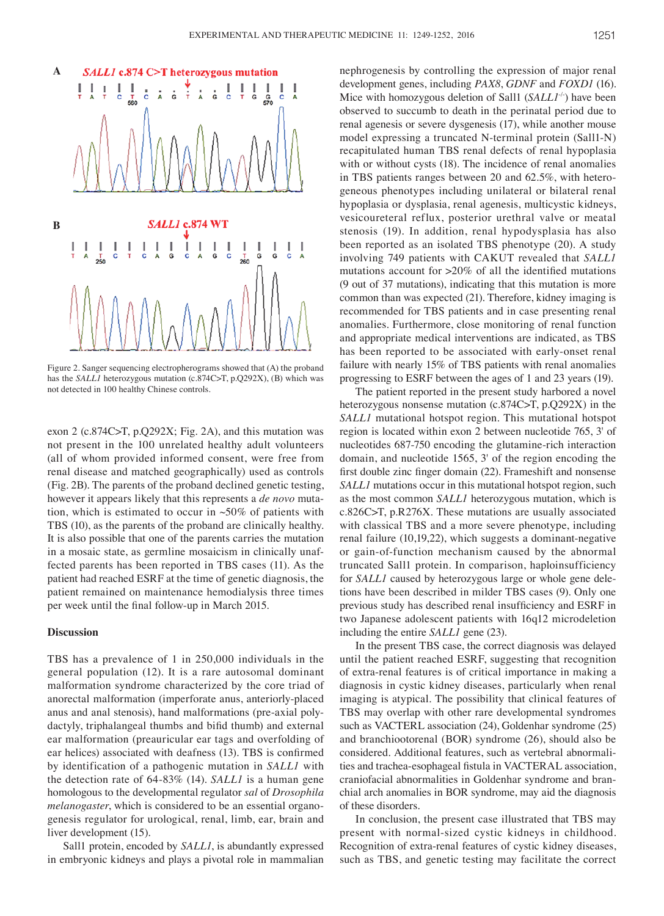Figure 2. Sanger sequencing electropherograms showed that (A) the proband has the *SALL1* heterozygous mutation (c.874C>T, p.Q292X), (B) which was not detected in 100 healthy Chinese controls.

exon 2 (c.874C>T, p.Q292X; Fig. 2A), and this mutation was not present in the 100 unrelated healthy adult volunteers (all of whom provided informed consent, were free from renal disease and matched geographically) used as controls (Fig. 2B). The parents of the proband declined genetic testing, however it appears likely that this represents a *de novo* mutation, which is estimated to occur in ~50% of patients with TBS (10), as the parents of the proband are clinically healthy. It is also possible that one of the parents carries the mutation in a mosaic state, as germline mosaicism in clinically unaffected parents has been reported in TBS cases (11). As the patient had reached ESRF at the time of genetic diagnosis, the patient remained on maintenance hemodialysis three times per week until the final follow-up in March 2015.

## Discussion

TBS has a prevalence of 1 in 250,000 individuals in the general population (12). It is a rare autosomal dominant malformation syndrome characterized by the core triad of anorectal malformation (imperforate anus, anteriorly-placed anus and anal stenosis), hand malformations (pre-axial polydactyly, triphalangeal thumbs and bifid thumb) and external ear malformation (preauricular ear tags and overfolding of ear helices) associated with deafness (13). TBS is confirmed by identification of a pathogenic mutation in *SALL1* with the detection rate of 64-83% (14). *SALL1* is a human gene homologous to the developmental regulator *sal* of *Drosophila melanogaster*, which is considered to be an essential organogenesis regulator for urological, renal, limb, ear, brain and liver development (15).

Sall1 protein, encoded by *SALL1*, is abundantly expressed in embryonic kidneys and plays a pivotal role in mammalian nephrogenesis by controlling the expression of major renal development genes, including *PAX8*, *GDNF* and *FOXD1* (16). Mice with homozygous deletion of Sall1 (*SALL1*$^{-/-}$) have been observed to succumb to death in the perinatal period due to renal agenesis or severe dysgenesis (17), while another mouse model expressing a truncated N-terminal protein (Sall1-N) recapitulated human TBS renal defects of renal hypoplasia with or without cysts (18). The incidence of renal anomalies in TBS patients ranges between 20 and 62.5%, with heterogeneous phenotypes including unilateral or bilateral renal hypoplasia or dysplasia, renal agenesis, multicystic kidneys, vesicoureteral reflux, posterior urethral valve or meatal stenosis (19). In addition, renal hypodysplasia has also been reported as an isolated TBS phenotype (20). A study involving 749 patients with CAKUT revealed that *SALL1* mutations account for >20% of all the identified mutations (9 out of 37 mutations), indicating that this mutation is more common than was expected (21). Therefore, kidney imaging is recommended for TBS patients and in case presenting renal anomalies. Furthermore, close monitoring of renal function and appropriate medical interventions are indicated, as TBS has been reported to be associated with early-onset renal failure with nearly 15% of TBS patients with renal anomalies progressing to ESRF between the ages of 1 and 23 years (19).

The patient reported in the present study harbored a novel heterozygous nonsense mutation (c.874C>T, p.Q292X) in the *SALL1* mutational hotspot region. This mutational hotspot region is located within exon 2 between nucleotide 765, 3' of nucleotides 687-750 encoding the glutamine-rich interaction domain, and nucleotide 1565, 3' of the region encoding the first double zinc finger domain (22). Frameshift and nonsense *SALL1* mutations occur in this mutational hotspot region, such as the most common *SALL1* heterozygous mutation, which is c.826C>T, p.R276X. These mutations are usually associated with classical TBS and a more severe phenotype, including renal failure (10,19,22), which suggests a dominant-negative or gain-of-function mechanism caused by the abnormal truncated Sall1 protein. In comparison, haploinsufficiency for *SALL1* caused by heterozygous large or whole gene deletions have been described in milder TBS cases (9). Only one previous study has described renal insufficiency and ESRF in two Japanese adolescent patients with 16q12 microdeletion including the entire *SALL1* gene (23).

In the present TBS case, the correct diagnosis was delayed until the patient reached ESRF, suggesting that recognition of extra-renal features is of critical importance in making a diagnosis in cystic kidney diseases, particularly when renal imaging is atypical. The possibility that clinical features of TBS may overlap with other rare developmental syndromes such as VACTERL association (24), Goldenhar syndrome (25) and branchiootorenal (BOR) syndrome (26), should also be considered. Additional features, such as vertebral abnormalities and trachea-esophageal fistula in VACTERAL association, craniofacial abnormalities in Goldenhar syndrome and branchial arch anomalies in BOR syndrome, may aid the diagnosis of these disorders.

In conclusion, the present case illustrated that TBS may present with normal-sized cystic kidneys in childhood. Recognition of extra-renal features of cystic kidney diseases, such as TBS, and genetic testing may facilitate the correct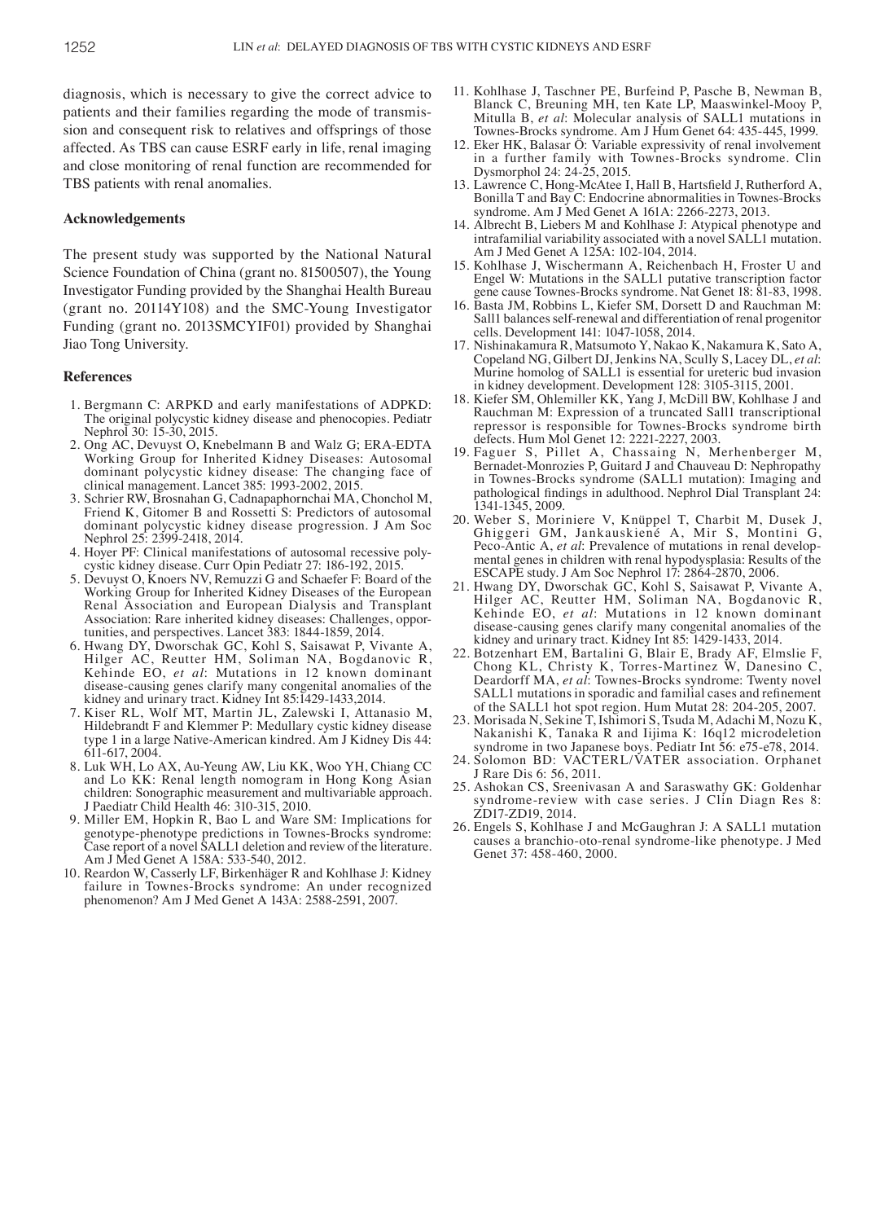diagnosis, which is necessary to give the correct advice to patients and their families regarding the mode of transmission and consequent risk to relatives and offsprings of those affected. As TBS can cause ESRF early in life, renal imaging and close monitoring of renal function are recommended for TBS patients with renal anomalies.

### Acknowledgements

The present study was supported by the National Natural Science Foundation of China (grant no. 81500507), the Young Investigator Funding provided by the Shanghai Health Bureau (grant no. 20114Y108) and the SMC-Young Investigator Funding (grant no. 2013SMCYIF01) provided by Shanghai Jiao Tong University.

### References

1. Bergmann C: ARPKD and early manifestations of ADPKD: The original polycystic kidney disease and phenocopies. Pediatr Nephrol 30: 15-30, 2015.
2. Ong AC, Devuyst O, Knebelmann B and Walz G; ERA-EDTA Working Group for Inherited Kidney Diseases: Autosomal dominant polycystic kidney disease: The changing face of clinical management. Lancet 385: 1993-2002, 2015.
3. Schrier RW, Brosnahan G, Cadnapaphornchai MA, Chonchol M, Friend K, Gitomer B and Rossetti S: Predictors of autosomal dominant polycystic kidney disease progression. J Am Soc Nephrol 25: 2399-2418, 2014.
4. Hoyer PF: Clinical manifestations of autosomal recessive polycystic kidney disease. Curr Opin Pediatr 27: 186-192, 2015.
5. Devuyst O, Knoers NV, Remuzzi G and Schaefer F: Board of the Working Group for Inherited Kidney Diseases of the European Renal Association and European Dialysis and Transplant Association: Rare inherited kidney diseases: Challenges, opportunities, and perspectives. Lancet 383: 1844-1859, 2014.
6. Hwang DY, Dworschak GC, Kohl S, Saisawat P, Vivante A, Hilger AC, Reutter HM, Soliman NA, Bogdanovic R, Kehinde EO, *et al*: Mutations in 12 known dominant disease-causing genes clarify many congenital anomalies of the kidney and urinary tract. Kidney Int 85:1429-1433,2014.
7. Kiser RL, Wolf MT, Martin JL, Zalewski I, Attanasio M, Hildebrandt F and Klemmer P: Medullary cystic kidney disease type 1 in a large Native-American kindred. Am J Kidney Dis 44: 611-617, 2004.
8. Luk WH, Lo AX, Au-Yeung AW, Liu KK, Woo YH, Chiang CC and Lo KK: Renal length nomogram in Hong Kong Asian children: Sonographic measurement and multivariable approach. J Paediatr Child Health 46: 310-315, 2010.
9. Miller EM, Hopkin R, Bao L and Ware SM: Implications for genotype-phenotype predictions in Townes-Brocks syndrome: Case report of a novel SALL1 deletion and review of the literature. Am J Med Genet A 158A: 533-540, 2012.
10. Reardon W, Casserly LF, Birkenhäger R and Kohlhase J: Kidney failure in Townes-Brocks syndrome: An under recognized phenomenon? Am J Med Genet A 143A: 2588-2591, 2007.
11. Kohlhase J, Taschner PE, Burfeind P, Pasche B, Newman B, Blanck C, Breuning MH, ten Kate LP, Maaswinkel-Mooy P, Mitulla B, *et al*: Molecular analysis of SALL1 mutations in Townes-Brocks syndrome. Am J Hum Genet 64: 435-445, 1999.
12. Eker HK, Balasar Ö: Variable expressivity of renal involvement in a further family with Townes-Brocks syndrome. Clin Dysmorphol 24: 24-25, 2015.
13. Lawrence C, Hong-McAtee I, Hall B, Hartsfield J, Rutherford A, Bonilla T and Bay C: Endocrine abnormalities in Townes-Brocks syndrome. Am J Med Genet A 161A: 2266-2273, 2013.
14. Albrecht B, Liebers M and Kohlhase J: Atypical phenotype and intrafamilial variability associated with a novel SALL1 mutation. Am J Med Genet A 125A: 102-104, 2014.
15. Kohlhase J, Wischermann A, Reichenbach H, Froster U and Engel W: Mutations in the SALL1 putative transcription factor gene cause Townes-Brocks syndrome. Nat Genet 18: 81-83, 1998.
16. Basta JM, Robbins L, Kiefer SM, Dorsett D and Rauchman M: Sall1 balances self-renewal and differentiation of renal progenitor cells. Development 141: 1047-1058, 2014.
17. Nishinakamura R, Matsumoto Y, Nakao K, Nakamura K, Sato A, Copeland NG, Gilbert DJ, Jenkins NA, Scully S, Lacey DL, *et al*: Murine homolog of SALL1 is essential for ureteric bud invasion in kidney development. Development 128: 3105-3115, 2001.
18. Kiefer SM, Ohlemiller KK, Yang J, McDill BW, Kohlhase J and Rauchman M: Expression of a truncated Sall1 transcriptional repressor is responsible for Townes-Brocks syndrome birth defects. Hum Mol Genet 12: 2221-2227, 2003.
19. Faguer S, Pillet A, Chassaing N, Merhenberger M, Bernadet-Monrozies P, Guitard J and Chauveau D: Nephropathy in Townes-Brocks syndrome (SALL1 mutation): Imaging and pathological findings in adulthood. Nephrol Dial Transplant 24: 1341-1345, 2009.
20. Weber S, Moriniere V, Knüppel T, Charbit M, Dusek J, Ghiggeri GM, Jankauskiené A, Mir S, Montini G, Peco-Antic A, *et al*: Prevalence of mutations in renal developmental genes in children with renal hypodysplasia: Results of the ESCAPE study. J Am Soc Nephrol 17: 2864-2870, 2006.
21. Hwang DY, Dworschak GC, Kohl S, Saisawat P, Vivante A, Hilger AC, Reutter HM, Soliman NA, Bogdanovic R, Kehinde EO, *et al*: Mutations in 12 known dominant disease-causing genes clarify many congenital anomalies of the kidney and urinary tract. Kidney Int 85: 1429-1433, 2014.
22. Botzenhart EM, Bartalini G, Blair E, Brady AF, Elmslie F, Chong KL, Christy K, Torres-Martinez W, Danesino C, Deardorff MA, *et al*: Townes-Brocks syndrome: Twenty novel SALL1 mutations in sporadic and familial cases and refinement of the SALL1 hot spot region. Hum Mutat 28: 204-205, 2007.
23. Morisada N, Sekine T, Ishimori S, Tsuda M, Adachi M, Nozu K, Nakanishi K, Tanaka R and Iijima K: 16q12 microdeletion syndrome in two Japanese boys. Pediatr Int 56: e75-e78, 2014.
24. Solomon BD: VACTERL/VATER association. Orphanet J Rare Dis 6: 56, 2011.
25. Ashokan CS, Sreenivasan A and Saraswathy GK: Goldenhar syndrome-review with case series. J Clin Diagn Res 8: ZD17-ZD19, 2014.
26. Engels S, Kohlhase J and McGaughran J: A SALL1 mutation causes a branchio-oto-renal syndrome-like phenotype. J Med Genet 37: 458-460, 2000.